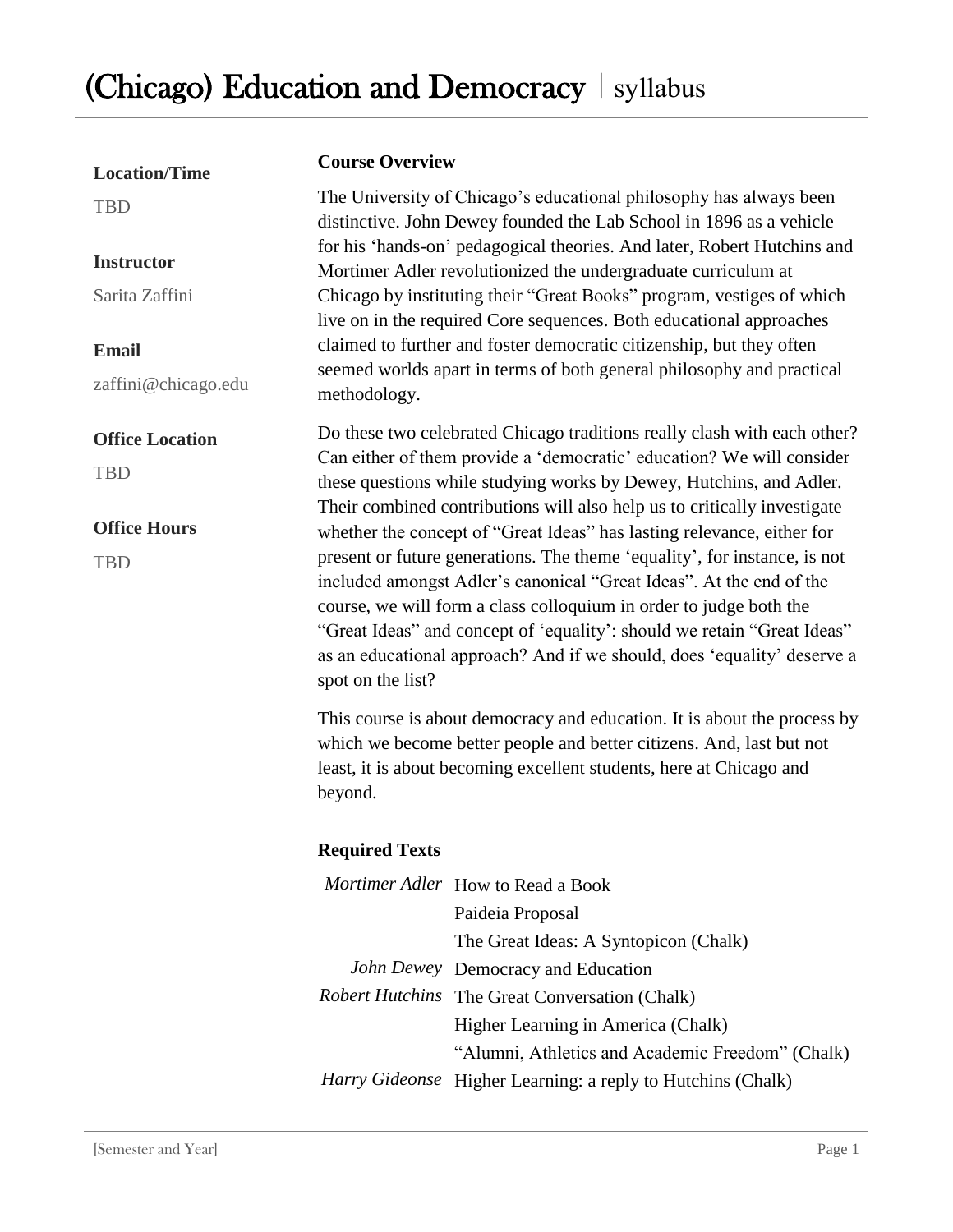# (Chicago) Education and Democracy | syllabus

**Location/Time**

TBD

**Instructor**

Sarita Zaffini

**Email**

zaffini@chicago.edu

**Office Location**

TBD

**Office Hours**

TBD

## Course Overview

The University of Chicago's educational philosophy has always been distinctive. John Dewey founded the Lab School in 1896 as a vehicle for his 'hands-on' pedagogical theories. And later, Robert Hutchins and Mortimer Adler revolutionized the undergraduate curriculum at Chicago by instituting their "Great Books" program, vestiges of which live on in the required Core sequences. Both educational approaches claimed to further and foster democratic citizenship, but they often seemed worlds apart in terms of both general philosophy and practical methodology.

Do these two celebrated Chicago traditions really clash with each other? Can either of them provide a 'democratic' education? We will consider these questions while studying works by Dewey, Hutchins, and Adler. Their combined contributions will also help us to critically investigate whether the concept of "Great Ideas" has lasting relevance, either for present or future generations. The theme 'equality', for instance, is not included amongst Adler's canonical "Great Ideas". At the end of the course, we will form a class colloquium in order to judge both the "Great Ideas" and concept of 'equality': should we retain "Great Ideas" as an educational approach? And if we should, does 'equality' deserve a spot on the list?

This course is about democracy and education. It is about the process by which we become better people and better citizens. And, last but not least, it is about becoming excellent students, here at Chicago and beyond.

## Required Texts

| | |
|---|---|
| *Mortimer Adler* | How to Read a Book |
| | Paideia Proposal |
| | The Great Ideas: A Syntopicon (Chalk) |
| *John Dewey* | Democracy and Education |
| *Robert Hutchins* | The Great Conversation (Chalk) |
| | Higher Learning in America (Chalk) |
| | "Alumni, Athletics and Academic Freedom" (Chalk) |
| *Harry Gideonse* | Higher Learning: a reply to Hutchins (Chalk) |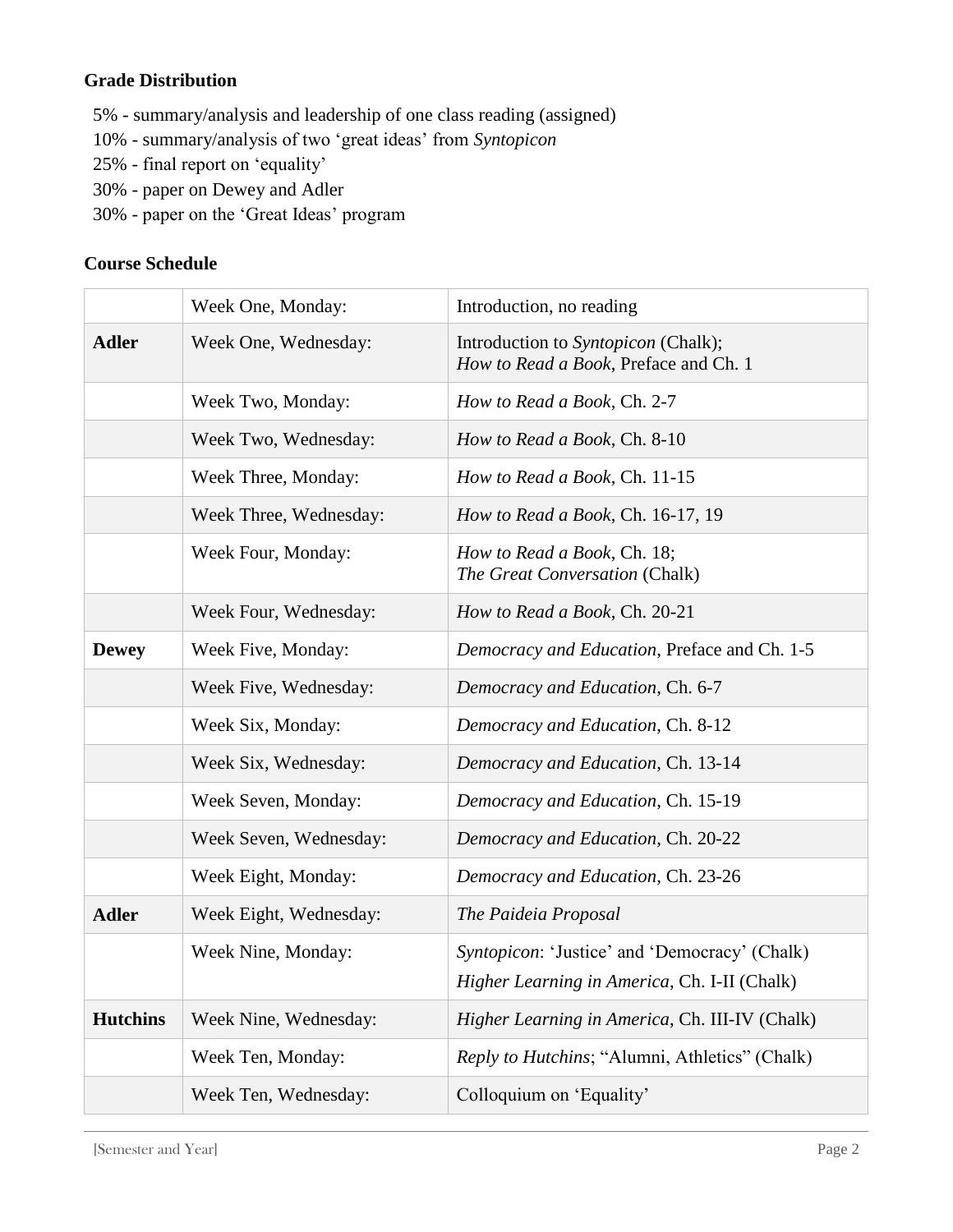**Grade Distribution**

5% - summary/analysis and leadership of one class reading (assigned)
10% - summary/analysis of two 'great ideas' from *Syntopicon*
25% - final report on 'equality'
30% - paper on Dewey and Adler
30% - paper on the 'Great Ideas' program

**Course Schedule**

| | | |
|---|---|---|
| | Week One, Monday: | Introduction, no reading |
| **Adler** | Week One, Wednesday: | Introduction to *Syntopicon* (Chalk); *How to Read a Book*, Preface and Ch. 1 |
| | Week Two, Monday: | *How to Read a Book*, Ch. 2-7 |
| | Week Two, Wednesday: | *How to Read a Book*, Ch. 8-10 |
| | Week Three, Monday: | *How to Read a Book*, Ch. 11-15 |
| | Week Three, Wednesday: | *How to Read a Book*, Ch. 16-17, 19 |
| | Week Four, Monday: | *How to Read a Book*, Ch. 18; *The Great Conversation* (Chalk) |
| | Week Four, Wednesday: | *How to Read a Book*, Ch. 20-21 |
| **Dewey** | Week Five, Monday: | *Democracy and Education*, Preface and Ch. 1-5 |
| | Week Five, Wednesday: | *Democracy and Education*, Ch. 6-7 |
| | Week Six, Monday: | *Democracy and Education*, Ch. 8-12 |
| | Week Six, Wednesday: | *Democracy and Education*, Ch. 13-14 |
| | Week Seven, Monday: | *Democracy and Education*, Ch. 15-19 |
| | Week Seven, Wednesday: | *Democracy and Education*, Ch. 20-22 |
| | Week Eight, Monday: | *Democracy and Education*, Ch. 23-26 |
| **Adler** | Week Eight, Wednesday: | *The Paideia Proposal* |
| | Week Nine, Monday: | *Syntopicon*: 'Justice' and 'Democracy' (Chalk) *Higher Learning in America*, Ch. I-II (Chalk) |
| **Hutchins** | Week Nine, Wednesday: | *Higher Learning in America*, Ch. III-IV (Chalk) |
| | Week Ten, Monday: | *Reply to Hutchins*; "Alumni, Athletics" (Chalk) |
| | Week Ten, Wednesday: | Colloquium on 'Equality' |